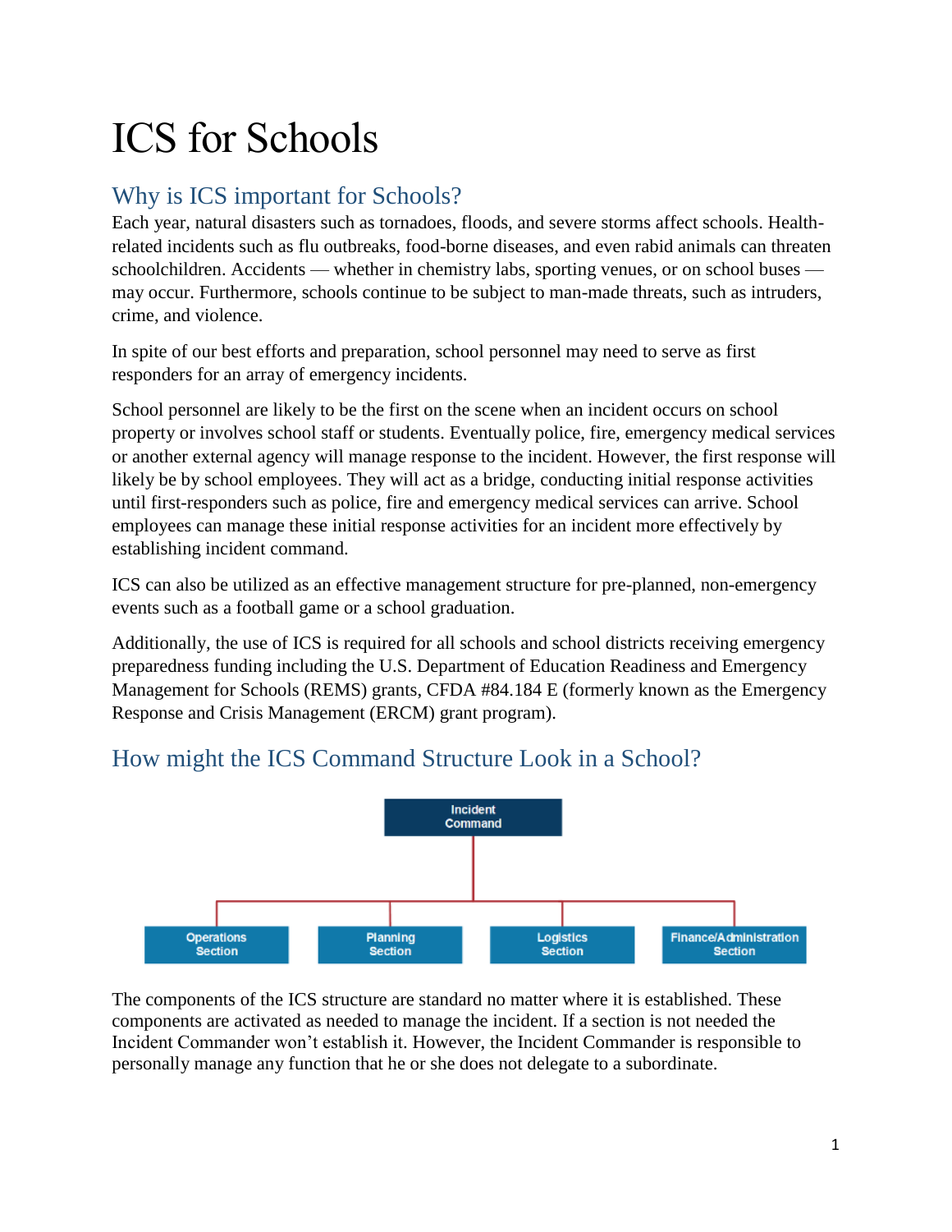# ICS for Schools

## Why is ICS important for Schools?

Each year, natural disasters such as tornadoes, floods, and severe storms affect schools. Health-related incidents such as flu outbreaks, food-borne diseases, and even rabid animals can threaten schoolchildren. Accidents — whether in chemistry labs, sporting venues, or on school buses — may occur. Furthermore, schools continue to be subject to man-made threats, such as intruders, crime, and violence.

In spite of our best efforts and preparation, school personnel may need to serve as first responders for an array of emergency incidents.

School personnel are likely to be the first on the scene when an incident occurs on school property or involves school staff or students. Eventually police, fire, emergency medical services or another external agency will manage response to the incident. However, the first response will likely be by school employees. They will act as a bridge, conducting initial response activities until first-responders such as police, fire and emergency medical services can arrive. School employees can manage these initial response activities for an incident more effectively by establishing incident command.

ICS can also be utilized as an effective management structure for pre-planned, non-emergency events such as a football game or a school graduation.

Additionally, the use of ICS is required for all schools and school districts receiving emergency preparedness funding including the U.S. Department of Education Readiness and Emergency Management for Schools (REMS) grants, CFDA #84.184 E (formerly known as the Emergency Response and Crisis Management (ERCM) grant program).

## How might the ICS Command Structure Look in a School?

- Incident Command
  - Operations Section
  - Planning Section
  - Logistics Section
  - Finance/Administration Section

The components of the ICS structure are standard no matter where it is established. These components are activated as needed to manage the incident. If a section is not needed the Incident Commander won't establish it. However, the Incident Commander is responsible to personally manage any function that he or she does not delegate to a subordinate.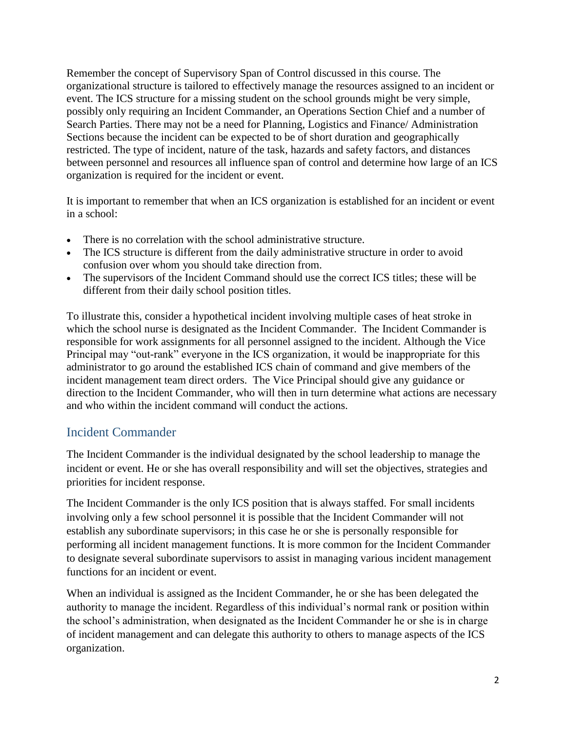Remember the concept of Supervisory Span of Control discussed in this course. The organizational structure is tailored to effectively manage the resources assigned to an incident or event. The ICS structure for a missing student on the school grounds might be very simple, possibly only requiring an Incident Commander, an Operations Section Chief and a number of Search Parties. There may not be a need for Planning, Logistics and Finance/ Administration Sections because the incident can be expected to be of short duration and geographically restricted. The type of incident, nature of the task, hazards and safety factors, and distances between personnel and resources all influence span of control and determine how large of an ICS organization is required for the incident or event.

It is important to remember that when an ICS organization is established for an incident or event in a school:

- There is no correlation with the school administrative structure.
- The ICS structure is different from the daily administrative structure in order to avoid confusion over whom you should take direction from.
- The supervisors of the Incident Command should use the correct ICS titles; these will be different from their daily school position titles.

To illustrate this, consider a hypothetical incident involving multiple cases of heat stroke in which the school nurse is designated as the Incident Commander. The Incident Commander is responsible for work assignments for all personnel assigned to the incident. Although the Vice Principal may "out-rank" everyone in the ICS organization, it would be inappropriate for this administrator to go around the established ICS chain of command and give members of the incident management team direct orders. The Vice Principal should give any guidance or direction to the Incident Commander, who will then in turn determine what actions are necessary and who within the incident command will conduct the actions.

## Incident Commander

The Incident Commander is the individual designated by the school leadership to manage the incident or event. He or she has overall responsibility and will set the objectives, strategies and priorities for incident response.

The Incident Commander is the only ICS position that is always staffed. For small incidents involving only a few school personnel it is possible that the Incident Commander will not establish any subordinate supervisors; in this case he or she is personally responsible for performing all incident management functions. It is more common for the Incident Commander to designate several subordinate supervisors to assist in managing various incident management functions for an incident or event.

When an individual is assigned as the Incident Commander, he or she has been delegated the authority to manage the incident. Regardless of this individual's normal rank or position within the school's administration, when designated as the Incident Commander he or she is in charge of incident management and can delegate this authority to others to manage aspects of the ICS organization.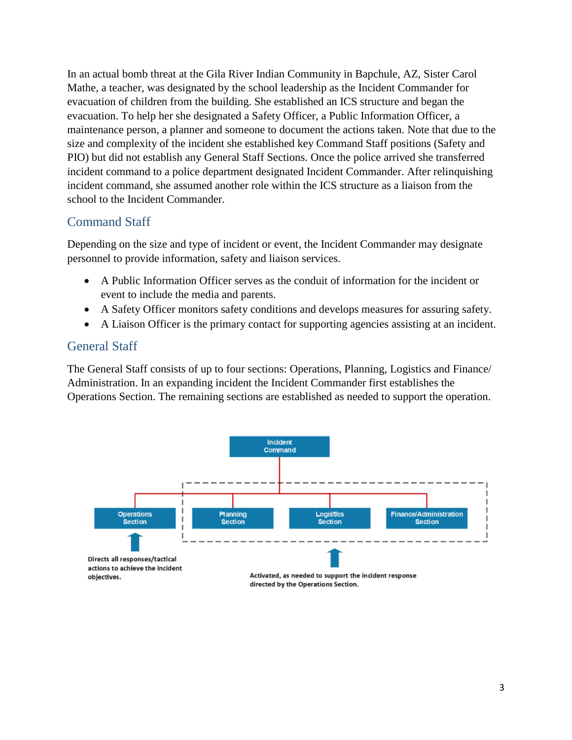In an actual bomb threat at the Gila River Indian Community in Bapchule, AZ, Sister Carol Mathe, a teacher, was designated by the school leadership as the Incident Commander for evacuation of children from the building. She established an ICS structure and began the evacuation. To help her she designated a Safety Officer, a Public Information Officer, a maintenance person, a planner and someone to document the actions taken. Note that due to the size and complexity of the incident she established key Command Staff positions (Safety and PIO) but did not establish any General Staff Sections. Once the police arrived she transferred incident command to a police department designated Incident Commander. After relinquishing incident command, she assumed another role within the ICS structure as a liaison from the school to the Incident Commander.

## Command Staff

Depending on the size and type of incident or event, the Incident Commander may designate personnel to provide information, safety and liaison services.

- A Public Information Officer serves as the conduit of information for the incident or event to include the media and parents.
- A Safety Officer monitors safety conditions and develops measures for assuring safety.
- A Liaison Officer is the primary contact for supporting agencies assisting at an incident.

## General Staff

The General Staff consists of up to four sections: Operations, Planning, Logistics and Finance/ Administration. In an expanding incident the Incident Commander first establishes the Operations Section. The remaining sections are established as needed to support the operation.

Incident Command

Operations Section | Planning Section | Logistics Section | Finance/Administration Section

Directs all responses/tactical actions to achieve the incident objectives.

Activated, as needed to support the incident response directed by the Operations Section.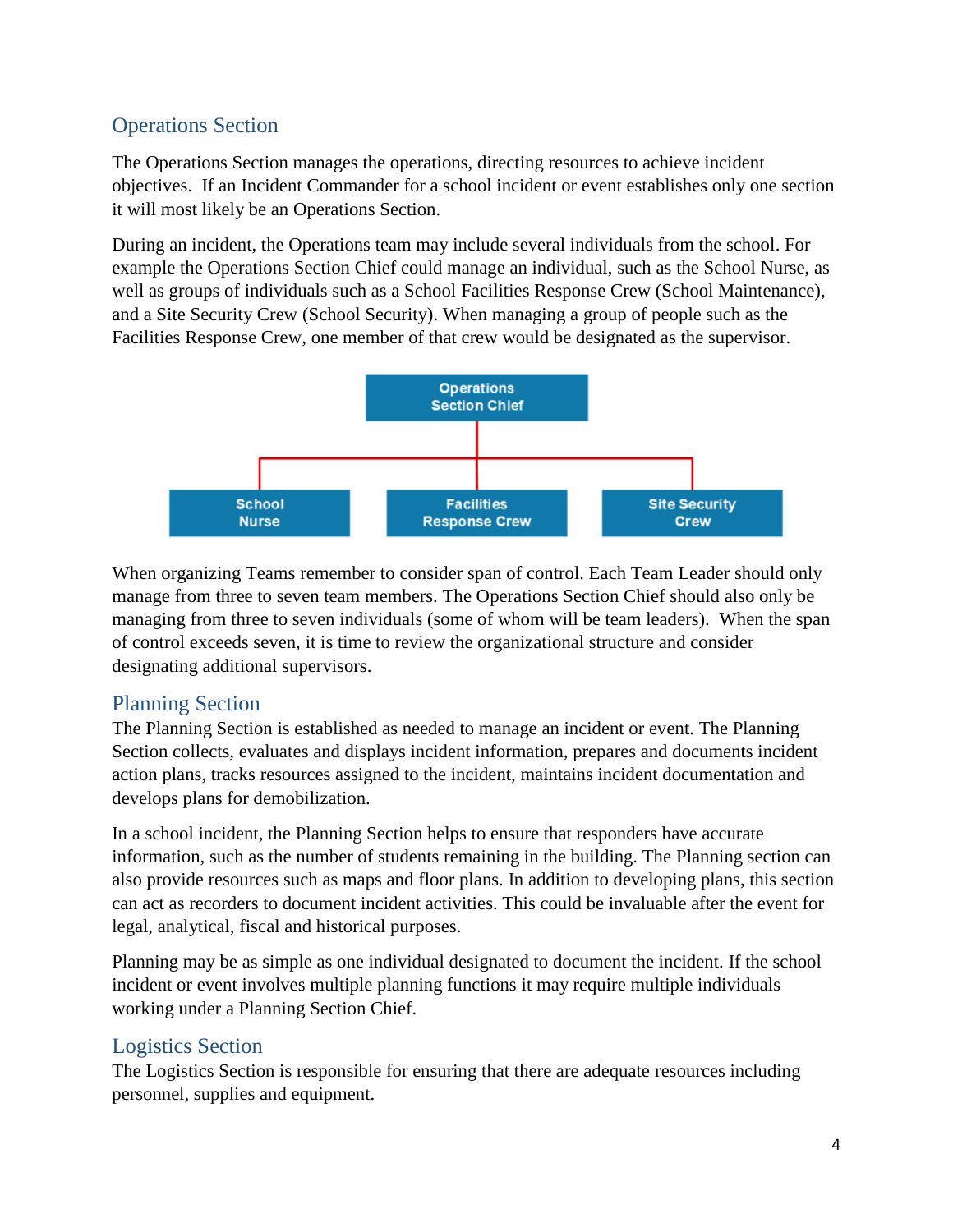## Operations Section

The Operations Section manages the operations, directing resources to achieve incident objectives. If an Incident Commander for a school incident or event establishes only one section it will most likely be an Operations Section.

During an incident, the Operations team may include several individuals from the school. For example the Operations Section Chief could manage an individual, such as the School Nurse, as well as groups of individuals such as a School Facilities Response Crew (School Maintenance), and a Site Security Crew (School Security). When managing a group of people such as the Facilities Response Crew, one member of that crew would be designated as the supervisor.

- **Operations Section Chief**
  - School Nurse
  - Facilities Response Crew
  - Site Security Crew

When organizing Teams remember to consider span of control. Each Team Leader should only manage from three to seven team members. The Operations Section Chief should also only be managing from three to seven individuals (some of whom will be team leaders). When the span of control exceeds seven, it is time to review the organizational structure and consider designating additional supervisors.

## Planning Section

The Planning Section is established as needed to manage an incident or event. The Planning Section collects, evaluates and displays incident information, prepares and documents incident action plans, tracks resources assigned to the incident, maintains incident documentation and develops plans for demobilization.

In a school incident, the Planning Section helps to ensure that responders have accurate information, such as the number of students remaining in the building. The Planning section can also provide resources such as maps and floor plans. In addition to developing plans, this section can act as recorders to document incident activities. This could be invaluable after the event for legal, analytical, fiscal and historical purposes.

Planning may be as simple as one individual designated to document the incident. If the school incident or event involves multiple planning functions it may require multiple individuals working under a Planning Section Chief.

## Logistics Section

The Logistics Section is responsible for ensuring that there are adequate resources including personnel, supplies and equipment.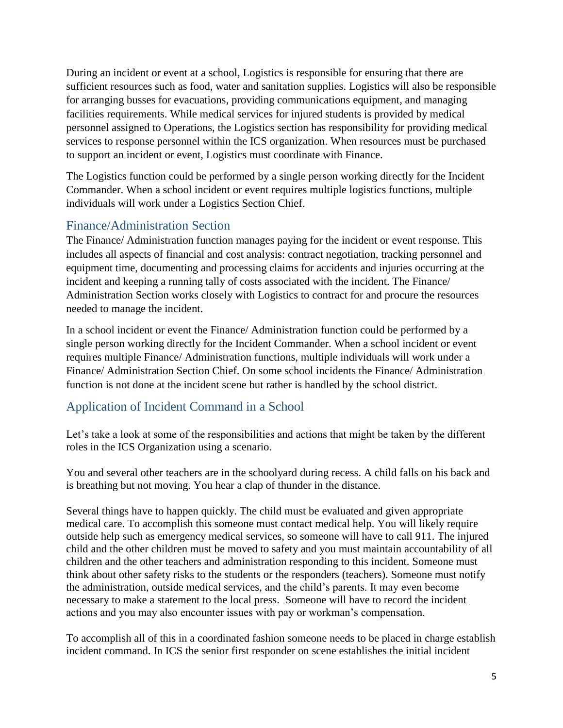During an incident or event at a school, Logistics is responsible for ensuring that there are sufficient resources such as food, water and sanitation supplies. Logistics will also be responsible for arranging busses for evacuations, providing communications equipment, and managing facilities requirements. While medical services for injured students is provided by medical personnel assigned to Operations, the Logistics section has responsibility for providing medical services to response personnel within the ICS organization. When resources must be purchased to support an incident or event, Logistics must coordinate with Finance.

The Logistics function could be performed by a single person working directly for the Incident Commander. When a school incident or event requires multiple logistics functions, multiple individuals will work under a Logistics Section Chief.

## Finance/Administration Section

The Finance/ Administration function manages paying for the incident or event response. This includes all aspects of financial and cost analysis: contract negotiation, tracking personnel and equipment time, documenting and processing claims for accidents and injuries occurring at the incident and keeping a running tally of costs associated with the incident. The Finance/ Administration Section works closely with Logistics to contract for and procure the resources needed to manage the incident.

In a school incident or event the Finance/ Administration function could be performed by a single person working directly for the Incident Commander. When a school incident or event requires multiple Finance/ Administration functions, multiple individuals will work under a Finance/ Administration Section Chief. On some school incidents the Finance/ Administration function is not done at the incident scene but rather is handled by the school district.

## Application of Incident Command in a School

Let's take a look at some of the responsibilities and actions that might be taken by the different roles in the ICS Organization using a scenario.

You and several other teachers are in the schoolyard during recess. A child falls on his back and is breathing but not moving. You hear a clap of thunder in the distance.

Several things have to happen quickly. The child must be evaluated and given appropriate medical care. To accomplish this someone must contact medical help. You will likely require outside help such as emergency medical services, so someone will have to call 911. The injured child and the other children must be moved to safety and you must maintain accountability of all children and the other teachers and administration responding to this incident. Someone must think about other safety risks to the students or the responders (teachers). Someone must notify the administration, outside medical services, and the child's parents. It may even become necessary to make a statement to the local press. Someone will have to record the incident actions and you may also encounter issues with pay or workman's compensation.

To accomplish all of this in a coordinated fashion someone needs to be placed in charge establish incident command. In ICS the senior first responder on scene establishes the initial incident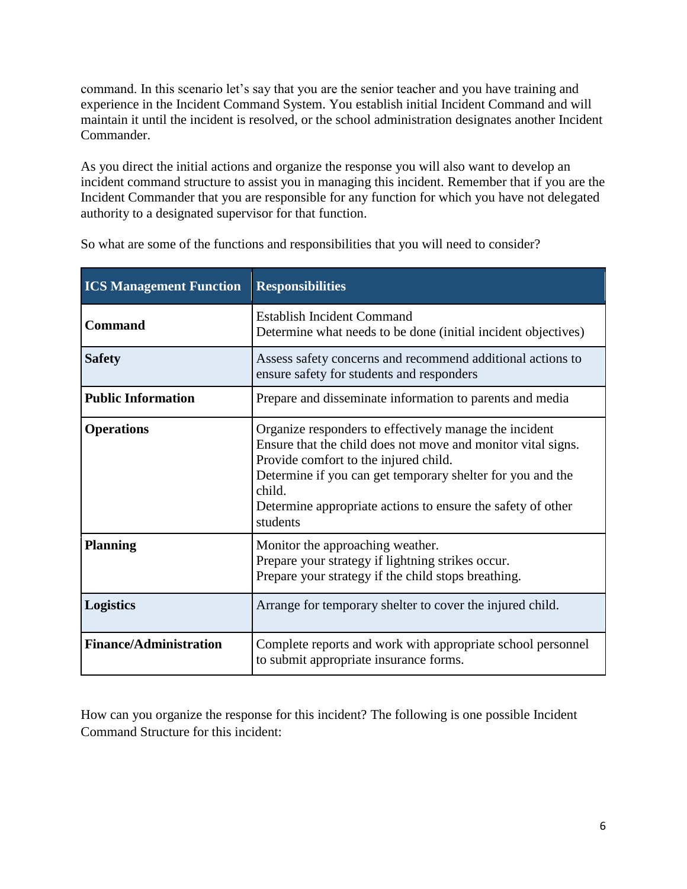command. In this scenario let's say that you are the senior teacher and you have training and experience in the Incident Command System. You establish initial Incident Command and will maintain it until the incident is resolved, or the school administration designates another Incident Commander.

As you direct the initial actions and organize the response you will also want to develop an incident command structure to assist you in managing this incident. Remember that if you are the Incident Commander that you are responsible for any function for which you have not delegated authority to a designated supervisor for that function.

So what are some of the functions and responsibilities that you will need to consider?

| ICS Management Function | Responsibilities |
|---|---|
| **Command** | Establish Incident Command<br>Determine what needs to be done (initial incident objectives) |
| **Safety** | Assess safety concerns and recommend additional actions to ensure safety for students and responders |
| **Public Information** | Prepare and disseminate information to parents and media |
| **Operations** | Organize responders to effectively manage the incident<br>Ensure that the child does not move and monitor vital signs.<br>Provide comfort to the injured child.<br>Determine if you can get temporary shelter for you and the child.<br>Determine appropriate actions to ensure the safety of other students |
| **Planning** | Monitor the approaching weather.<br>Prepare your strategy if lightning strikes occur.<br>Prepare your strategy if the child stops breathing. |
| **Logistics** | Arrange for temporary shelter to cover the injured child. |
| **Finance/Administration** | Complete reports and work with appropriate school personnel to submit appropriate insurance forms. |

How can you organize the response for this incident? The following is one possible Incident Command Structure for this incident: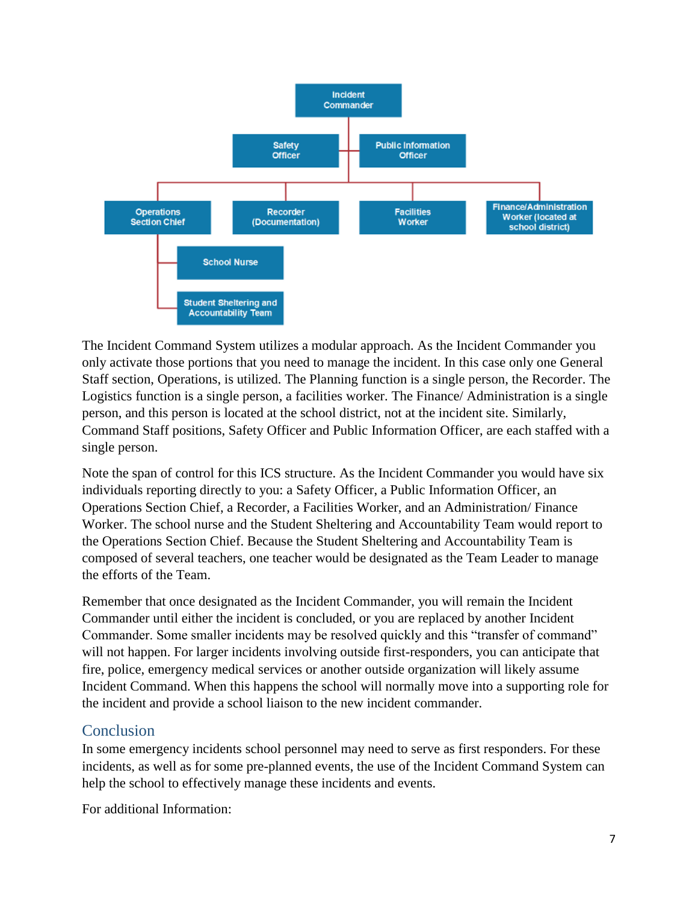- Incident Commander
  - Safety Officer
  - Public Information Officer
  - Operations Section Chief
    - School Nurse
    - Student Sheltering and Accountability Team
  - Recorder (Documentation)
  - Facilities Worker
  - Finance/Administration Worker (located at school district)

The Incident Command System utilizes a modular approach. As the Incident Commander you only activate those portions that you need to manage the incident. In this case only one General Staff section, Operations, is utilized. The Planning function is a single person, the Recorder. The Logistics function is a single person, a facilities worker. The Finance/ Administration is a single person, and this person is located at the school district, not at the incident site. Similarly, Command Staff positions, Safety Officer and Public Information Officer, are each staffed with a single person.

Note the span of control for this ICS structure. As the Incident Commander you would have six individuals reporting directly to you: a Safety Officer, a Public Information Officer, an Operations Section Chief, a Recorder, a Facilities Worker, and an Administration/ Finance Worker. The school nurse and the Student Sheltering and Accountability Team would report to the Operations Section Chief. Because the Student Sheltering and Accountability Team is composed of several teachers, one teacher would be designated as the Team Leader to manage the efforts of the Team.

Remember that once designated as the Incident Commander, you will remain the Incident Commander until either the incident is concluded, or you are replaced by another Incident Commander. Some smaller incidents may be resolved quickly and this “transfer of command” will not happen. For larger incidents involving outside first-responders, you can anticipate that fire, police, emergency medical services or another outside organization will likely assume Incident Command. When this happens the school will normally move into a supporting role for the incident and provide a school liaison to the new incident commander.

## Conclusion

In some emergency incidents school personnel may need to serve as first responders. For these incidents, as well as for some pre-planned events, the use of the Incident Command System can help the school to effectively manage these incidents and events.

For additional Information: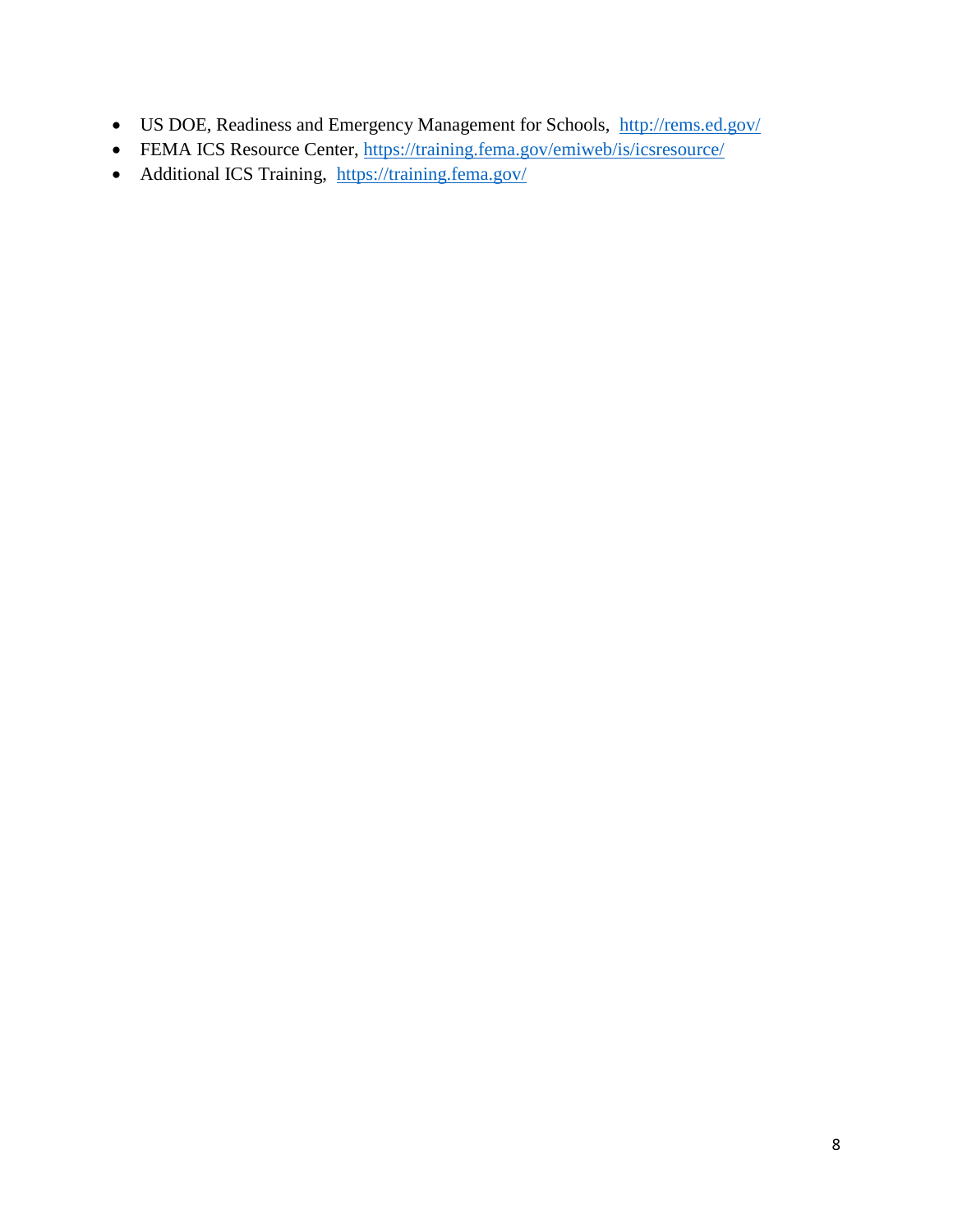- US DOE, Readiness and Emergency Management for Schools, http://rems.ed.gov/
- FEMA ICS Resource Center, https://training.fema.gov/emiweb/is/icsresource/
- Additional ICS Training, https://training.fema.gov/